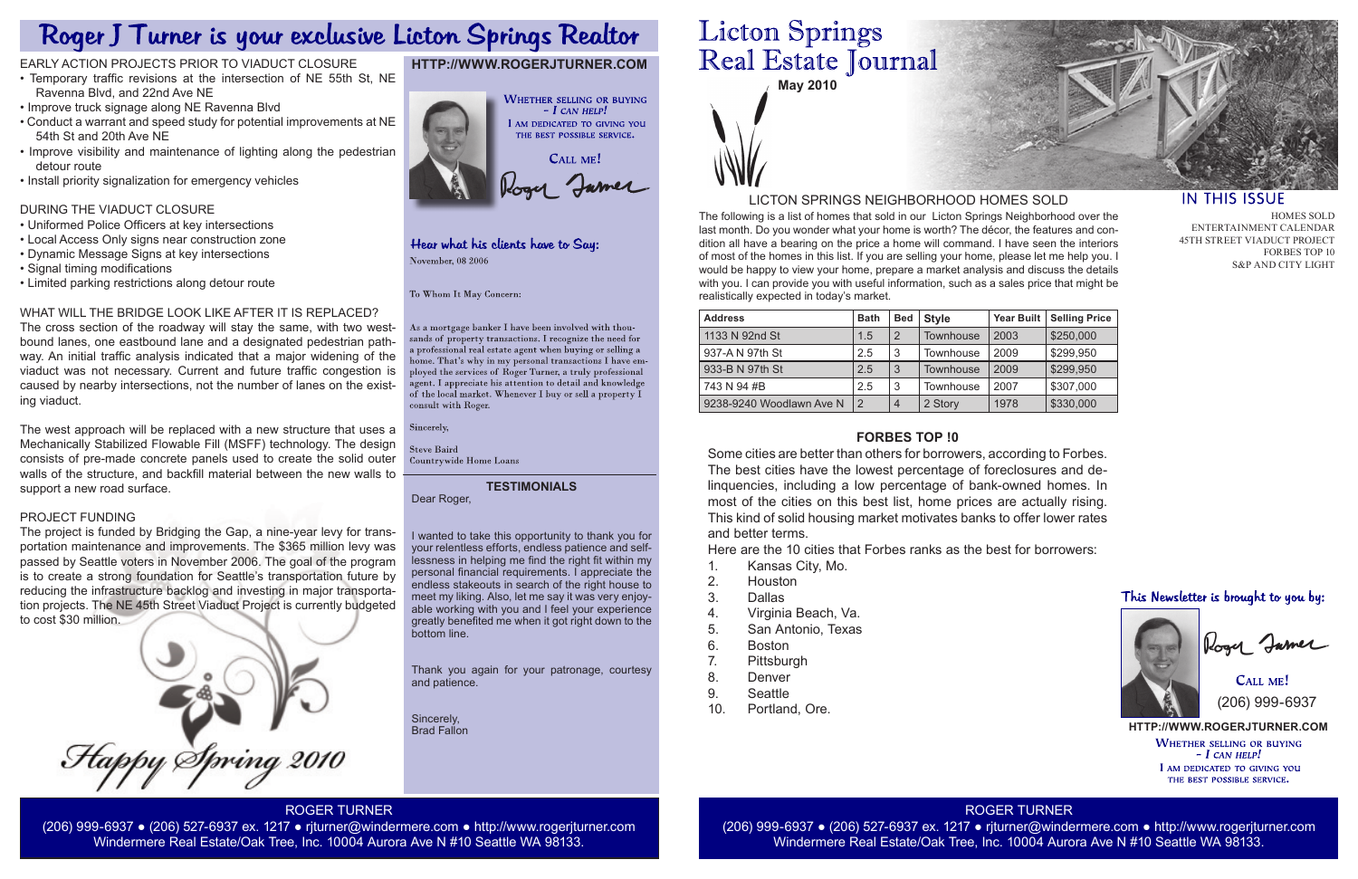# Roger J Turner is your exclusive Licton Springs Realtor

EARLY ACTION PROJECTS PRIOR TO VIADUCT CLOSURE

- Temporary traffic revisions at the intersection of NE 55th St, NE Ravenna Blvd, and 22nd Ave NE
- Improve truck signage along NE Ravenna Blvd
- Conduct a warrant and speed study for potential improvements at NE 54th St and 20th Ave NE
- Improve visibility and maintenance of lighting along the pedestrian detour route
- Install priority signalization for emergency vehicles

DURING THE VIADUCT CLOSURE

- Uniformed Police Officers at key intersections
- Local Access Only signs near construction zone
- Dynamic Message Signs at key intersections
- Signal timing modifications
- Limited parking restrictions along detour route

WHAT WILL THE BRIDGE LOOK LIKE AFTER IT IS REPLACED?

The cross section of the roadway will stay the same, with two westbound lanes, one eastbound lane and a designated pedestrian pathway. An initial traffic analysis indicated that a major widening of the viaduct was not necessary. Current and future traffic congestion is caused by nearby intersections, not the number of lanes on the existing viaduct.

The west approach will be replaced with a new structure that uses a Mechanically Stabilized Flowable Fill (MSFF) technology. The design consists of pre-made concrete panels used to create the solid outer walls of the structure, and backfill material between the new walls to support a new road surface.

PROJECT FUNDING

The project is funded by Bridging the Gap, a nine-year levy for transportation maintenance and improvements. The $365 million levy was passed by Seattle voters in November 2006. The goal of the program is to create a strong foundation for Seattle's transportation future by reducing the infrastructure backlog and investing in major transportation projects. The NE 45th Street Viaduct Project is currently budgeted to cost $30 million.

Happy Spring 2010

**HTTP://WWW.ROGERJTURNER.COM**

WHETHER SELLING OR BUYING – *I CAN HELP!* I AM DEDICATED TO GIVING YOU THE BEST POSSIBLE SERVICE.

CALL ME!

Roger Turner

### Hear what his clients have to Say:

November, 08 2006

To Whom It May Concern:

As a mortgage banker I have been involved with thousands of property transactions. I recognize the need for a professional real estate agent when buying or selling a home. That's why in my personal transactions I have employed the services of Roger Turner, a truly professional agent. I appreciate his attention to detail and knowledge of the local market. Whenever I buy or sell a property I consult with Roger.

Sincerely,

Steve Baird
Countrywide Home Loans

**TESTIMONIALS**

Dear Roger,

I wanted to take this opportunity to thank you for your relentless efforts, endless patience and selflessness in helping me find the right fit within my personal financial requirements. I appreciate the endless steakouts in search of the right house to meet my liking. Also, let me say it was very enjoyable working with you and I feel your experience greatly benefited me when it got right down to the bottom line.

Thank you again for your patronage, courtesy and patience.

Sincerely,
Brad Fallon

ROGER TURNER
(206) 999-6937 ● (206) 527-6937 ex. 1217 ● rjturner@windermere.com ● http://www.rogerjturner.com
Windermere Real Estate/Oak Tree, Inc. 10004 Aurora Ave N #10 Seattle WA 98133.

# Licton Springs Real Estate Journal

**May 2010**

## IN THIS ISSUE

HOMES SOLD
ENTERTAINMENT CALENDAR
45TH STREET VIADUCT PROJECT
FORBES TOP 10
S&P AND CITY LIGHT

## LICTON SPRINGS NEIGHBORHOOD HOMES SOLD

The following is a list of homes that sold in our Licton Springs Neighborhood over the last month. Do you wonder what your home is worth? The décor, the features and condition all have a bearing on the price a home will command. I have seen the interiors of most of the homes in this list. If you are selling your home, please let me help you. I would be happy to view your home, prepare a market analysis and discuss the details with you. I can provide you with useful information, such as a sales price that might be realistically expected in today's market.

| Address | Bath | Bed | Style | Year Built | Selling Price |
|---|---|---|---|---|---|
| 1133 N 92nd St | 1.5 | 2 | Townhouse | 2003 | $250,000 |
| 937-A N 97th St | 2.5 | 3 | Townhouse | 2009 | $299,950 |
| 933-B N 97th St | 2.5 | 3 | Townhouse | 2009 | $299,950 |
| 743 N 94 #B | 2.5 | 3 | Townhouse | 2007 | $307,000 |
| 9238-9240 Woodlawn Ave N | 2 | 4 | 2 Story | 1978 | $330,000 |

### FORBES TOP !0

Some cities are better than others for borrowers, according to Forbes. The best cities have the lowest percentage of foreclosures and delinquencies, including a low percentage of bank-owned homes. In most of the cities on this best list, home prices are actually rising. This kind of solid housing market motivates banks to offer lower rates and better terms.

Here are the 10 cities that Forbes ranks as the best for borrowers:

1. Kansas City, Mo.
2. Houston
3. Dallas
4. Virginia Beach, Va.
5. San Antonio, Texas
6. Boston
7. Pittsburgh
8. Denver
9. Seattle
10. Portland, Ore.

### This Newsletter is brought to you by:

Roger Turner

CALL ME!
(206) 999-6937

**HTTP://WWW.ROGERJTURNER.COM**

WHETHER SELLING OR BUYING – *I CAN HELP!* I AM DEDICATED TO GIVING YOU THE BEST POSSIBLE SERVICE.

ROGER TURNER
(206) 999-6937 ● (206) 527-6937 ex. 1217 ● rjturner@windermere.com ● http://www.rogerjturner.com
Windermere Real Estate/Oak Tree, Inc. 10004 Aurora Ave N #10 Seattle WA 98133.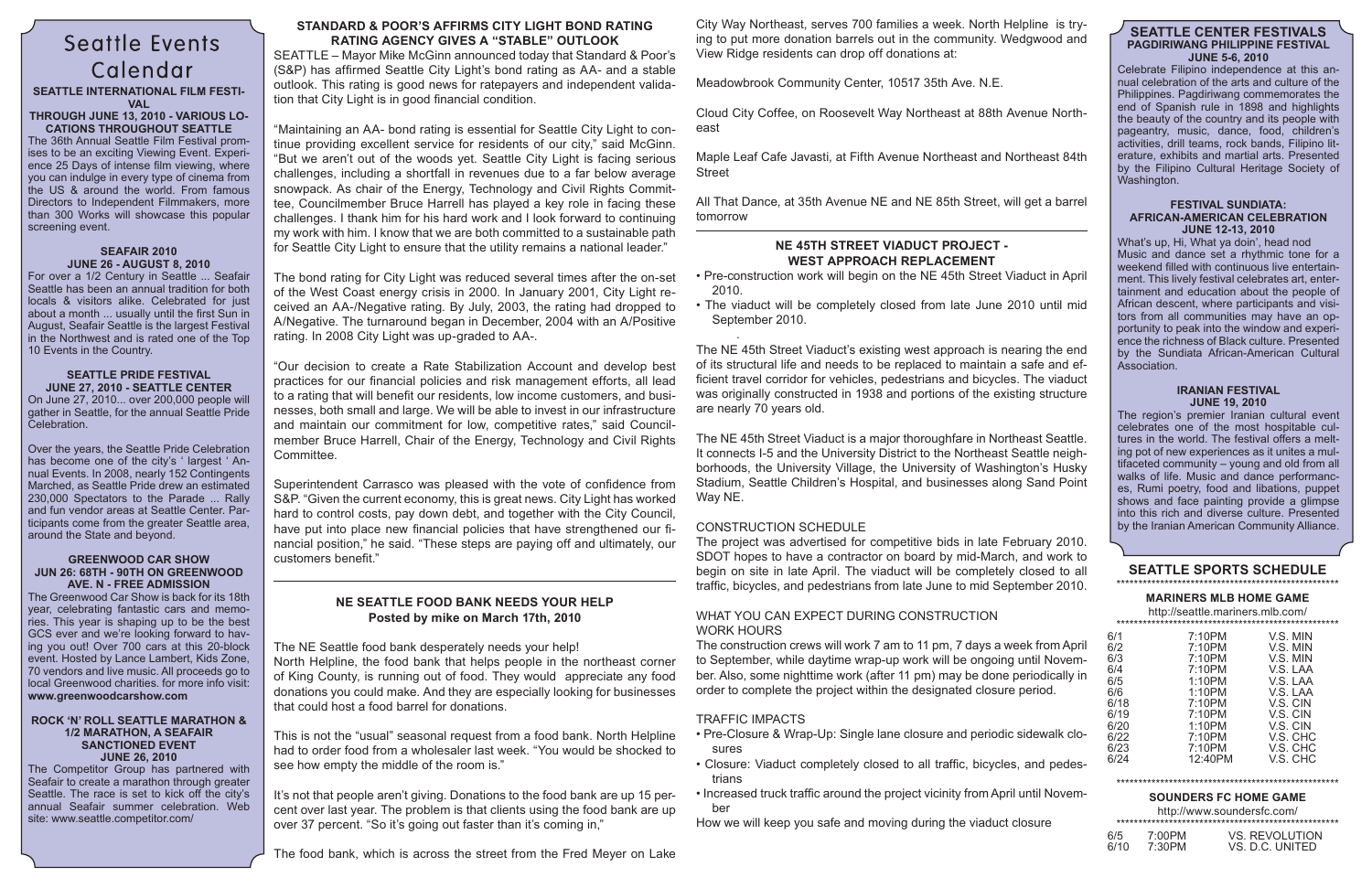# Seattle Events Calendar

### SEATTLE INTERNATIONAL FILM FESTIVAL

### THROUGH JUNE 13, 2010 - VARIOUS LOCATIONS THROUGHOUT SEATTLE

The 36th Annual Seattle Film Festival promises to be an exciting Viewing Event. Experience 25 Days of intense film viewing, where you can indulge in every type of cinema from the US & around the world. From famous Directors to Independent Filmmakers, more than 300 Works will showcase this popular screening event.

### SEAFAIR 2010

### JUNE 26 - AUGUST 8, 2010

For over a 1/2 Century in Seattle ... Seafair Seattle has been an annual tradition for both locals & visitors alike. Celebrated for just about a month ... usually until the first Sun in August, Seafair Seattle is the largest Festival in the Northwest and is rated one of the Top 10 Events in the Country.

### SEATTLE PRIDE FESTIVAL

### JUNE 27, 2010 - SEATTLE CENTER

On June 27, 2010... over 200,000 people will gather in Seattle, for the annual Seattle Pride Celebration.

Over the years, the Seattle Pride Celebration has become one of the city's ' largest ' Annual Events. In 2008, nearly 152 Contingents Marched, as Seattle Pride drew an estimated 230,000 Spectators to the Parade ... Rally and fun vendor areas at Seattle Center. Participants come from the greater Seattle area, around the State and beyond.

### GREENWOOD CAR SHOW

### JUN 26: 68TH - 90TH ON GREENWOOD AVE. N - FREE ADMISSION

The Greenwood Car Show is back for its 18th year, celebrating fantastic cars and memories. This year is shaping up to be the best GCS ever and we're looking forward to having you out! Over 700 cars at this 20-block event. Hosted by Lance Lambert, Kids Zone, 70 vendors and live music. All proceeds go to local Greenwood charities. for more info visit: **www.greenwoodcarshow.com**

### ROCK 'N' ROLL SEATTLE MARATHON & 1/2 MARATHON, A SEAFAIR SANCTIONED EVENT

### JUNE 26, 2010

The Competitor Group has partnered with Seafair to create a marathon through greater Seattle. The race is set to kick off the city's annual Seafair summer celebration. Web site: www.seattle.competitor.com/

## STANDARD & POOR'S AFFIRMS CITY LIGHT BOND RATING

### RATING AGENCY GIVES A "STABLE" OUTLOOK

SEATTLE – Mayor Mike McGinn announced today that Standard & Poor's (S&P) has affirmed Seattle City Light's bond rating as AA- and a stable outlook. This rating is good news for ratepayers and independent validation that City Light is in good financial condition.

"Maintaining an AA- bond rating is essential for Seattle City Light to continue providing excellent service for residents of our city," said McGinn. "But we aren't out of the woods yet. Seattle City Light is facing serious challenges, including a shortfall in revenues due to a far below average snowpack. As chair of the Energy, Technology and Civil Rights Committee, Councilmember Bruce Harrell has played a key role in facing these challenges. I thank him for his hard work and I look forward to continuing my work with him. I know that we are both committed to a sustainable path for Seattle City Light to ensure that the utility remains a national leader."

The bond rating for City Light was reduced several times after the on-set of the West Coast energy crisis in 2000. In January 2001, City Light received an AA-/Negative rating. By July, 2003, the rating had dropped to A/Negative. The turnaround began in December, 2004 with an A/Positive rating. In 2008 City Light was up-graded to AA-.

"Our decision to create a Rate Stabilization Account and develop best practices for our financial policies and risk management efforts, all lead to a rating that will benefit our residents, low income customers, and businesses, both small and large. We will be able to invest in our infrastructure and maintain our commitment for low, competitive rates," said Councilmember Bruce Harrell, Chair of the Energy, Technology and Civil Rights Committee.

Superintendent Carrasco was pleased with the vote of confidence from S&P. "Given the current economy, this is great news. City Light has worked hard to control costs, pay down debt, and together with the City Council, have put into place new financial policies that have strengthened our financial position," he said. "These steps are paying off and ultimately, our customers benefit."

---

## NE SEATTLE FOOD BANK NEEDS YOUR HELP

**Posted by mike on March 17th, 2010**

The NE Seattle food bank desperately needs your help!

North Helpline, the food bank that helps people in the northeast corner of King County, is running out of food. They would appreciate any food donations you could make. And they are especially looking for businesses that could host a food barrel for donations.

This is not the "usual" seasonal request from a food bank. North Helpline had to order food from a wholesaler last week. "You would be shocked to see how empty the middle of the room is."

It's not that people aren't giving. Donations to the food bank are up 15 percent over last year. The problem is that clients using the food bank are up over 37 percent. "So it's going out faster than it's coming in,"

The food bank, which is across the street from the Fred Meyer on Lake City Way Northeast, serves 700 families a week. North Helpline is trying to put more donation barrels out in the community. Wedgwood and View Ridge residents can drop off donations at:

Meadowbrook Community Center, 10517 35th Ave. N.E.

Cloud City Coffee, on Roosevelt Way Northeast at 88th Avenue Northeast

Maple Leaf Cafe Javasti, at Fifth Avenue Northeast and Northeast 84th Street

All That Dance, at 35th Avenue NE and NE 85th Street, will get a barrel tomorrow

---

## NE 45TH STREET VIADUCT PROJECT - WEST APPROACH REPLACEMENT

- Pre-construction work will begin on the NE 45th Street Viaduct in April 2010.
- The viaduct will be completely closed from late June 2010 until mid September 2010.

The NE 45th Street Viaduct's existing west approach is nearing the end of its structural life and needs to be replaced to maintain a safe and efficient travel corridor for vehicles, pedestrians and bicycles. The viaduct was originally constructed in 1938 and portions of the existing structure are nearly 70 years old.

The NE 45th Street Viaduct is a major thoroughfare in Northeast Seattle. It connects I-5 and the University District to the Northeast Seattle neighborhoods, the University Village, the University of Washington's Husky Stadium, Seattle Children's Hospital, and businesses along Sand Point Way NE.

CONSTRUCTION SCHEDULE

The project was advertised for competitive bids in late February 2010. SDOT hopes to have a contractor on board by mid-March, and work to begin on site in late April. The viaduct will be completely closed to all traffic, bicycles, and pedestrians from late June to mid September 2010.

WHAT YOU CAN EXPECT DURING CONSTRUCTION

WORK HOURS

The construction crews will work 7 am to 11 pm, 7 days a week from April to September, while daytime wrap-up work will be ongoing until November. Also, some nighttime work (after 11 pm) may be done periodically in order to complete the project within the designated closure period.

TRAFFIC IMPACTS

- Pre-Closure & Wrap-Up: Single lane closure and periodic sidewalk closures
- Closure: Viaduct completely closed to all traffic, bicycles, and pedestrians
- Increased truck traffic around the project vicinity from April until November

How we will keep you safe and moving during the viaduct closure

## SEATTLE CENTER FESTIVALS

### PAGDIRIWANG PHILIPPINE FESTIVAL

### JUNE 5-6, 2010

Celebrate Filipino independence at this annual celebration of the arts and culture of the Philippines. Pagdiriwang commemorates the end of Spanish rule in 1898 and highlights the beauty of the country and its people with pageantry, music, dance, food, children's activities, drill teams, rock bands, Filipino literature, exhibits and martial arts. Presented by the Filipino Cultural Heritage Society of Washington.

### FESTIVAL SUNDIATA: AFRICAN-AMERICAN CELEBRATION

### JUNE 12-13, 2010

What's up, Hi, What ya doin', head nod Music and dance set a rhythmic tone for a weekend filled with continuous live entertainment. This lively festival celebrates art, entertainment and education about the people of African descent, where participants and visitors from all communities may have an opportunity to peak into the window and experience the richness of Black culture. Presented by the Sundiata African-American Cultural Association.

### IRANIAN FESTIVAL

### JUNE 19, 2010

The region's premier Iranian cultural event celebrates one of the most hospitable cultures in the world. The festival offers a melting pot of new experiences as it unites a multifaceted community – young and old from all walks of life. Music and dance performances, Rumi poetry, food and libations, puppet shows and face painting provide a glimpse into this rich and diverse culture. Presented by the Iranian American Community Alliance.

## SEATTLE SPORTS SCHEDULE

### MARINERS MLB HOME GAME

http://seattle.mariners.mlb.com/

| | | |
|---|---|---|
| 6/1 | 7:10PM | V.S. MIN |
| 6/2 | 7:10PM | V.S. MIN |
| 6/3 | 7:10PM | V.S. MIN |
| 6/4 | 7:10PM | V.S. LAA |
| 6/5 | 1:10PM | V.S. LAA |
| 6/6 | 1:10PM | V.S. LAA |
| 6/18 | 7:10PM | V.S. CIN |
| 6/19 | 7:10PM | V.S. CIN |
| 6/20 | 1:10PM | V.S. CIN |
| 6/22 | 7:10PM | V.S. CHC |
| 6/23 | 7:10PM | V.S. CHC |
| 6/24 | 12:40PM | V.S. CHC |

### SOUNDERS FC HOME GAME

http://www.soundersfc.com/

| | | |
|---|---|---|
| 6/5 | 7:00PM | VS. REVOLUTION |
| 6/10 | 7:30PM | VS. D.C. UNITED |